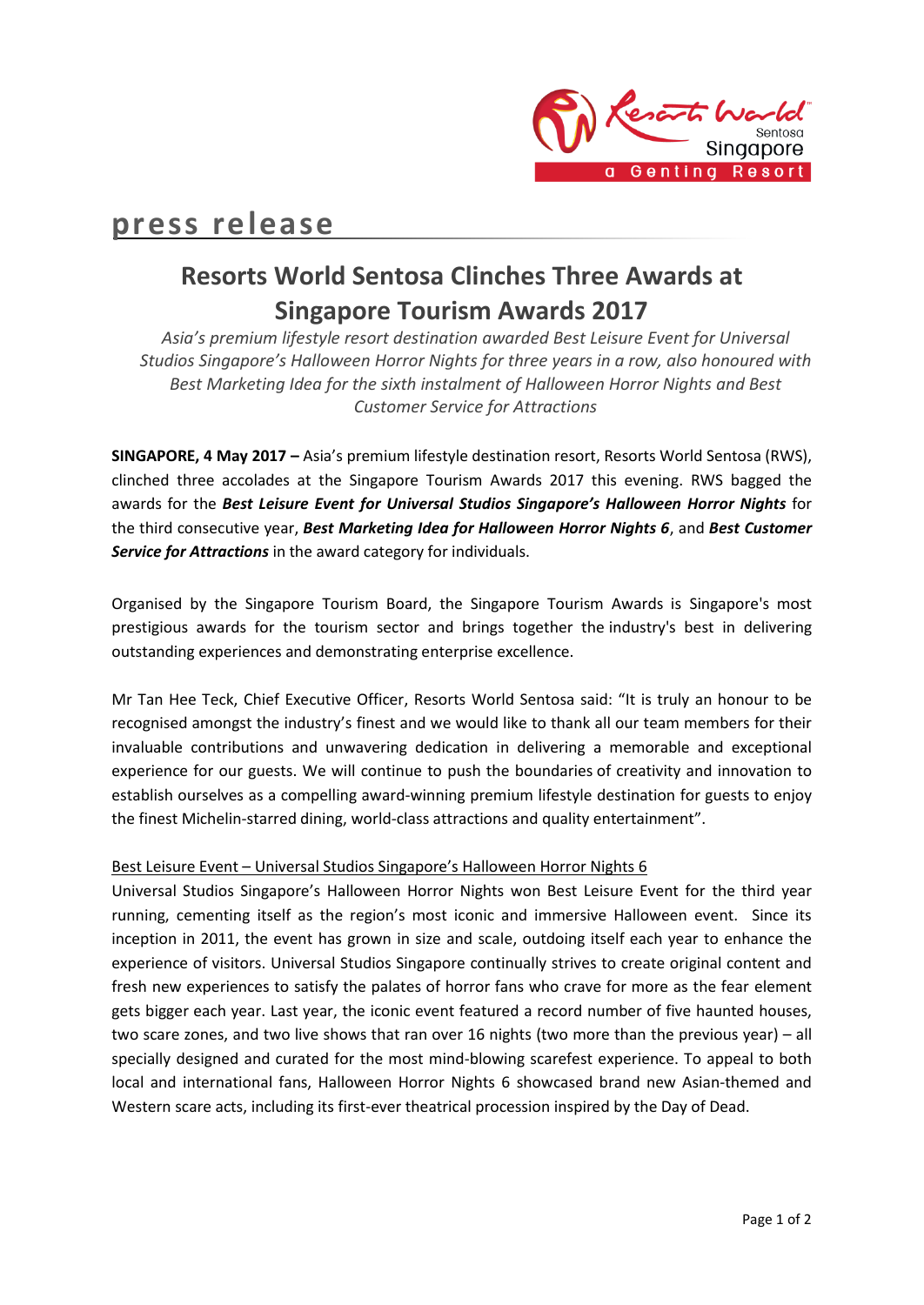press release

# Resorts World Sentosa Clinches Three Awards at Singapore Tourism Awards 2017

*Asia's premium lifestyle resort destination awarded Best Leisure Event for Universal Studios Singapore's Halloween Horror Nights for three years in a row, also honoured with Best Marketing Idea for the sixth instalment of Halloween Horror Nights and Best Customer Service for Attractions*

**SINGAPORE, 4 May 2017 –** Asia's premium lifestyle destination resort, Resorts World Sentosa (RWS), clinched three accolades at the Singapore Tourism Awards 2017 this evening. RWS bagged the awards for the ***Best Leisure Event for Universal Studios Singapore's Halloween Horror Nights*** for the third consecutive year, ***Best Marketing Idea for Halloween Horror Nights 6***, and ***Best Customer Service for Attractions*** in the award category for individuals.

Organised by the Singapore Tourism Board, the Singapore Tourism Awards is Singapore's most prestigious awards for the tourism sector and brings together the industry's best in delivering outstanding experiences and demonstrating enterprise excellence.

Mr Tan Hee Teck, Chief Executive Officer, Resorts World Sentosa said: "It is truly an honour to be recognised amongst the industry's finest and we would like to thank all our team members for their invaluable contributions and unwavering dedication in delivering a memorable and exceptional experience for our guests. We will continue to push the boundaries of creativity and innovation to establish ourselves as a compelling award-winning premium lifestyle destination for guests to enjoy the finest Michelin-starred dining, world-class attractions and quality entertainment".

<u>Best Leisure Event – Universal Studios Singapore's Halloween Horror Nights 6</u>

Universal Studios Singapore's Halloween Horror Nights won Best Leisure Event for the third year running, cementing itself as the region's most iconic and immersive Halloween event. Since its inception in 2011, the event has grown in size and scale, outdoing itself each year to enhance the experience of visitors. Universal Studios Singapore continually strives to create original content and fresh new experiences to satisfy the palates of horror fans who crave for more as the fear element gets bigger each year. Last year, the iconic event featured a record number of five haunted houses, two scare zones, and two live shows that ran over 16 nights (two more than the previous year) – all specially designed and curated for the most mind-blowing scarefest experience. To appeal to both local and international fans, Halloween Horror Nights 6 showcased brand new Asian-themed and Western scare acts, including its first-ever theatrical procession inspired by the Day of Dead.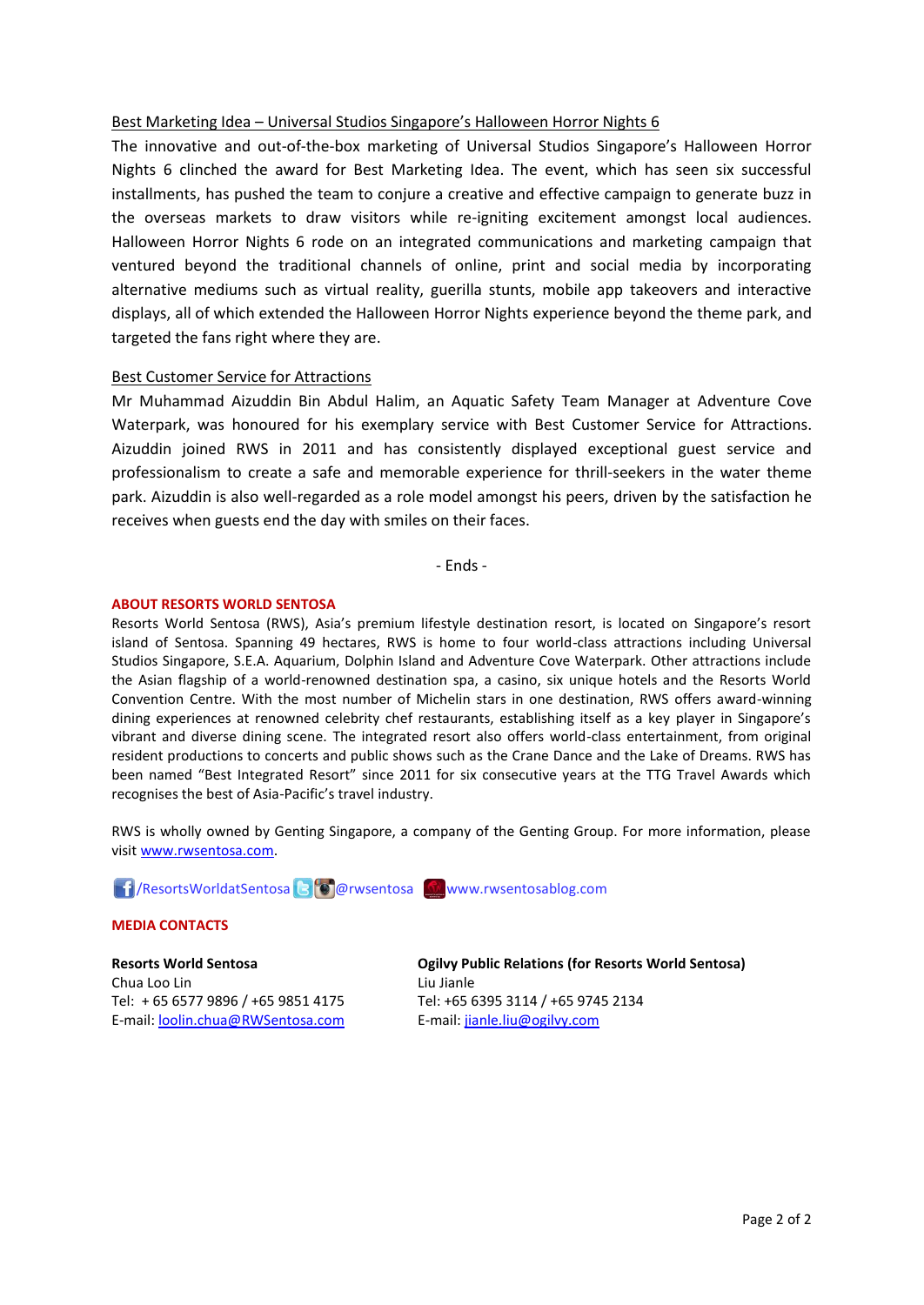Best Marketing Idea – Universal Studios Singapore's Halloween Horror Nights 6

The innovative and out-of-the-box marketing of Universal Studios Singapore's Halloween Horror Nights 6 clinched the award for Best Marketing Idea. The event, which has seen six successful installments, has pushed the team to conjure a creative and effective campaign to generate buzz in the overseas markets to draw visitors while re-igniting excitement amongst local audiences. Halloween Horror Nights 6 rode on an integrated communications and marketing campaign that ventured beyond the traditional channels of online, print and social media by incorporating alternative mediums such as virtual reality, guerilla stunts, mobile app takeovers and interactive displays, all of which extended the Halloween Horror Nights experience beyond the theme park, and targeted the fans right where they are.

Best Customer Service for Attractions

Mr Muhammad Aizuddin Bin Abdul Halim, an Aquatic Safety Team Manager at Adventure Cove Waterpark, was honoured for his exemplary service with Best Customer Service for Attractions. Aizuddin joined RWS in 2011 and has consistently displayed exceptional guest service and professionalism to create a safe and memorable experience for thrill-seekers in the water theme park. Aizuddin is also well-regarded as a role model amongst his peers, driven by the satisfaction he receives when guests end the day with smiles on their faces.

- Ends -

**ABOUT RESORTS WORLD SENTOSA**

Resorts World Sentosa (RWS), Asia's premium lifestyle destination resort, is located on Singapore's resort island of Sentosa. Spanning 49 hectares, RWS is home to four world-class attractions including Universal Studios Singapore, S.E.A. Aquarium, Dolphin Island and Adventure Cove Waterpark. Other attractions include the Asian flagship of a world-renowned destination spa, a casino, six unique hotels and the Resorts World Convention Centre. With the most number of Michelin stars in one destination, RWS offers award-winning dining experiences at renowned celebrity chef restaurants, establishing itself as a key player in Singapore's vibrant and diverse dining scene. The integrated resort also offers world-class entertainment, from original resident productions to concerts and public shows such as the Crane Dance and the Lake of Dreams. RWS has been named "Best Integrated Resort" since 2011 for six consecutive years at the TTG Travel Awards which recognises the best of Asia-Pacific's travel industry.

RWS is wholly owned by Genting Singapore, a company of the Genting Group. For more information, please visit www.rwsentosa.com.

/ResortsWorldatSentosa @rwsentosa www.rwsentosablog.com

**MEDIA CONTACTS**

**Resorts World Sentosa**
Chua Loo Lin
Tel: + 65 6577 9896 / +65 9851 4175
E-mail: loolin.chua@RWSentosa.com

**Ogilvy Public Relations (for Resorts World Sentosa)**
Liu Jianle
Tel: +65 6395 3114 / +65 9745 2134
E-mail: jianle.liu@ogilvy.com